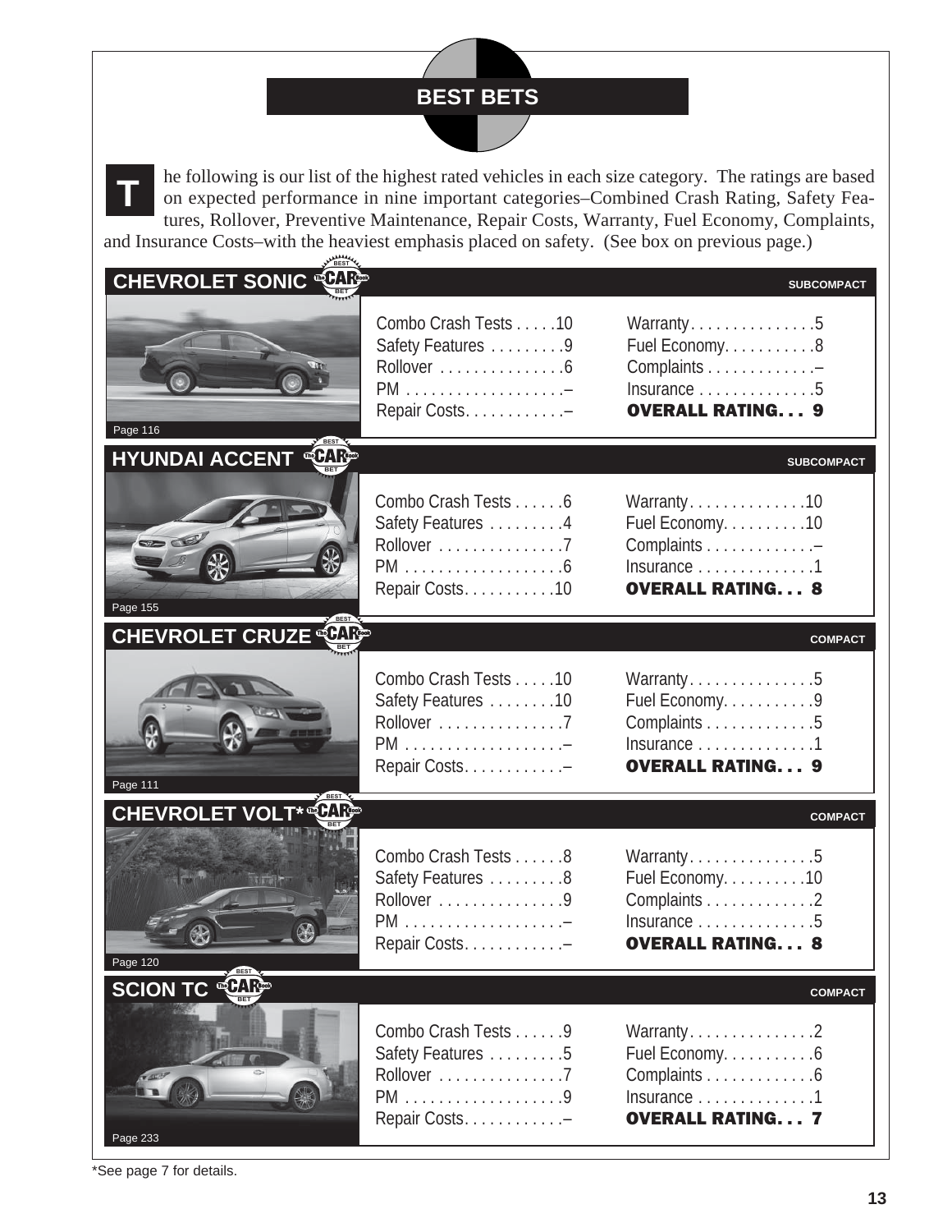# BEST BETS

The following is our list of the highest rated vehicles in each size category. The ratings are based on expected performance in nine important categories–Combined Crash Rating, Safety Features, Rollover, Preventive Maintenance, Repair Costs, Warranty, Fuel Economy, Complaints, and Insurance Costs–with the heaviest emphasis placed on safety. (See box on previous page.)

## CHEVROLET SONIC — SUBCOMPACT

Page 116

| Category | Rating | Category | Rating |
|---|---|---|---|
| Combo Crash Tests | 10 | Warranty | 5 |
| Safety Features | 9 | Fuel Economy | 8 |
| Rollover | 6 | Complaints | – |
| PM | – | Insurance | 5 |
| Repair Costs | – | **OVERALL RATING** | **9** |

## HYUNDAI ACCENT — SUBCOMPACT

Page 155

| Category | Rating | Category | Rating |
|---|---|---|---|
| Combo Crash Tests | 6 | Warranty | 10 |
| Safety Features | 4 | Fuel Economy | 10 |
| Rollover | 7 | Complaints | – |
| PM | 6 | Insurance | 1 |
| Repair Costs | 10 | **OVERALL RATING** | **8** |

## CHEVROLET CRUZE — COMPACT

Page 111

| Category | Rating | Category | Rating |
|---|---|---|---|
| Combo Crash Tests | 10 | Warranty | 5 |
| Safety Features | 10 | Fuel Economy | 9 |
| Rollover | 7 | Complaints | 5 |
| PM | – | Insurance | 1 |
| Repair Costs | – | **OVERALL RATING** | **9** |

## CHEVROLET VOLT* — COMPACT

Page 120

| Category | Rating | Category | Rating |
|---|---|---|---|
| Combo Crash Tests | 8 | Warranty | 5 |
| Safety Features | 8 | Fuel Economy | 10 |
| Rollover | 9 | Complaints | 2 |
| PM | – | Insurance | 5 |
| Repair Costs | – | **OVERALL RATING** | **8** |

## SCION TC — COMPACT

Page 233

| Category | Rating | Category | Rating |
|---|---|---|---|
| Combo Crash Tests | 9 | Warranty | 2 |
| Safety Features | 5 | Fuel Economy | 6 |
| Rollover | 7 | Complaints | 6 |
| PM | 9 | Insurance | 1 |
| Repair Costs | – | **OVERALL RATING** | **7** |

*See page 7 for details.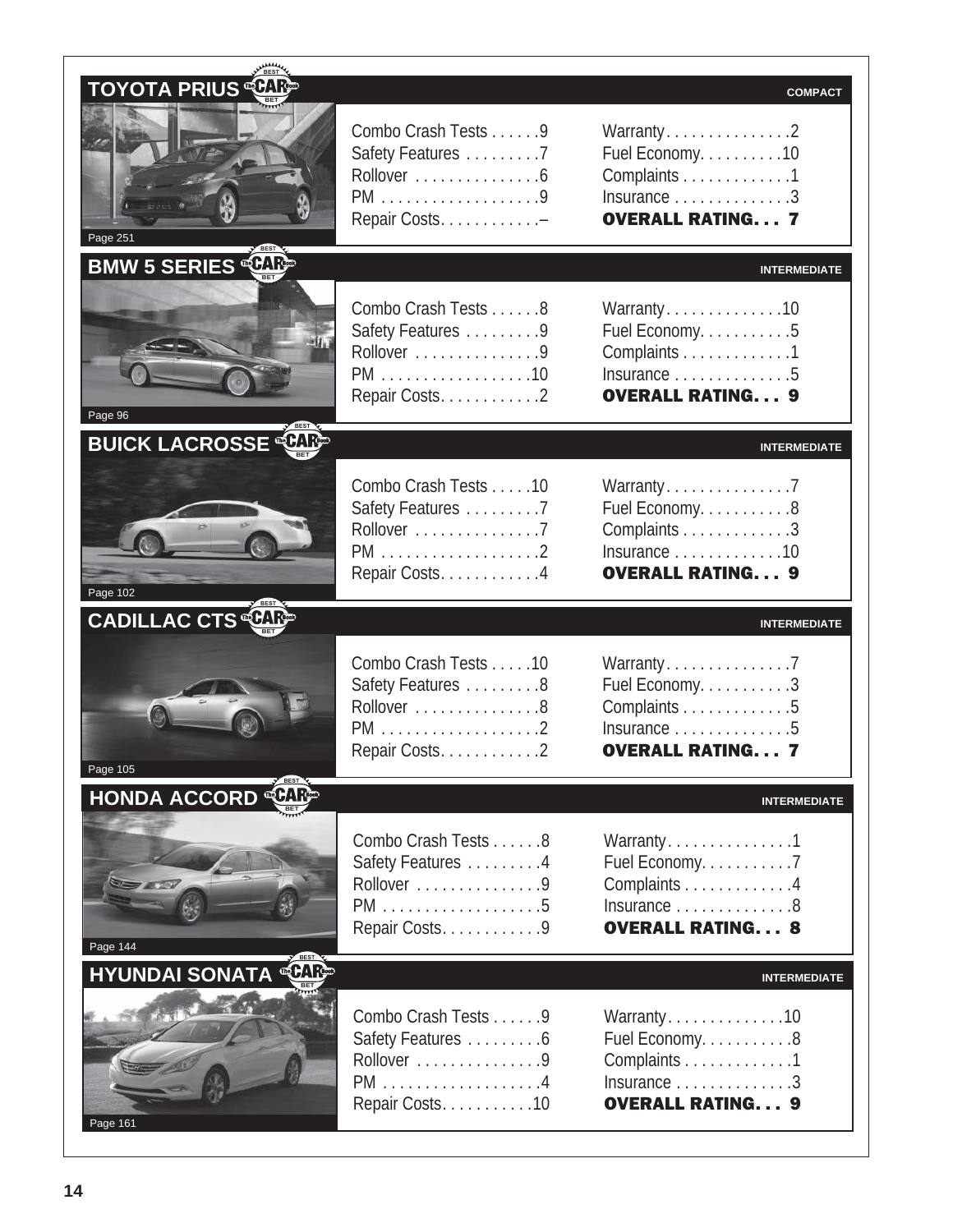## TOYOTA PRIUS

**COMPACT**

Page 251

| | | | |
|---|---|---|---|
| Combo Crash Tests | 9 | Warranty | 2 |
| Safety Features | 7 | Fuel Economy | 10 |
| Rollover | 6 | Complaints | 1 |
| PM | 9 | Insurance | 3 |
| Repair Costs | – | **OVERALL RATING** | **7** |

## BMW 5 SERIES

**INTERMEDIATE**

Page 96

| | | | |
|---|---|---|---|
| Combo Crash Tests | 8 | Warranty | 10 |
| Safety Features | 9 | Fuel Economy | 5 |
| Rollover | 9 | Complaints | 1 |
| PM | 10 | Insurance | 5 |
| Repair Costs | 2 | **OVERALL RATING** | **9** |

## BUICK LACROSSE

**INTERMEDIATE**

Page 102

| | | | |
|---|---|---|---|
| Combo Crash Tests | 10 | Warranty | 7 |
| Safety Features | 7 | Fuel Economy | 8 |
| Rollover | 7 | Complaints | 3 |
| PM | 2 | Insurance | 10 |
| Repair Costs | 4 | **OVERALL RATING** | **9** |

## CADILLAC CTS

**INTERMEDIATE**

Page 105

| | | | |
|---|---|---|---|
| Combo Crash Tests | 10 | Warranty | 7 |
| Safety Features | 8 | Fuel Economy | 3 |
| Rollover | 8 | Complaints | 5 |
| PM | 2 | Insurance | 5 |
| Repair Costs | 2 | **OVERALL RATING** | **7** |

## HONDA ACCORD

**INTERMEDIATE**

Page 144

| | | | |
|---|---|---|---|
| Combo Crash Tests | 8 | Warranty | 1 |
| Safety Features | 4 | Fuel Economy | 7 |
| Rollover | 9 | Complaints | 4 |
| PM | 5 | Insurance | 8 |
| Repair Costs | 9 | **OVERALL RATING** | **8** |

## HYUNDAI SONATA

**INTERMEDIATE**

Page 161

| | | | |
|---|---|---|---|
| Combo Crash Tests | 9 | Warranty | 10 |
| Safety Features | 6 | Fuel Economy | 8 |
| Rollover | 9 | Complaints | 1 |
| PM | 4 | Insurance | 3 |
| Repair Costs | 10 | **OVERALL RATING** | **9** |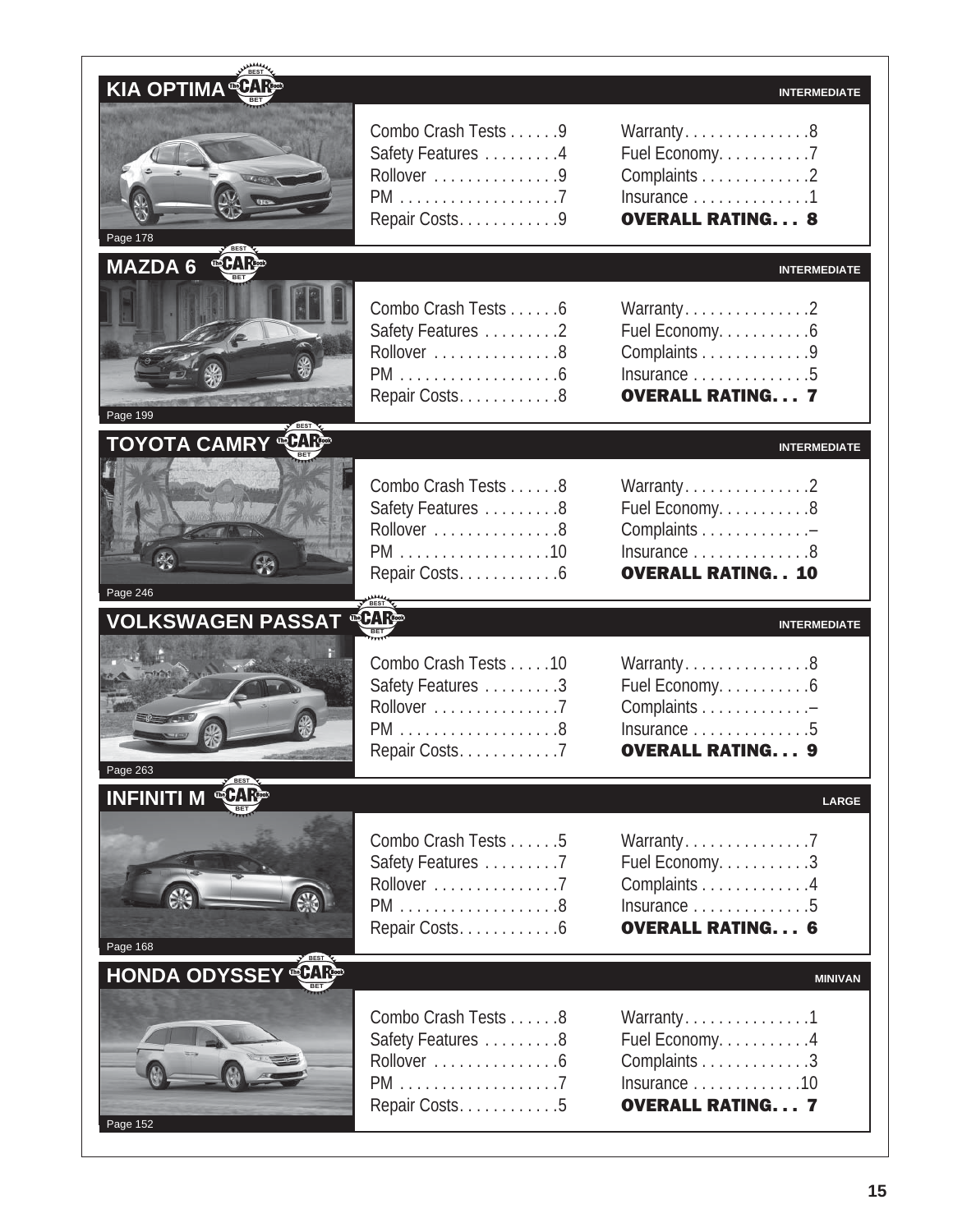## KIA OPTIMA — BEST BET

INTERMEDIATE

Page 178

| | | | |
|---|---|---|---|
| Combo Crash Tests | 9 | Warranty | 8 |
| Safety Features | 4 | Fuel Economy | 7 |
| Rollover | 9 | Complaints | 2 |
| PM | 7 | Insurance | 1 |
| Repair Costs | 9 | **OVERALL RATING** | **8** |

## MAZDA 6 — BEST BET

INTERMEDIATE

Page 199

| | | | |
|---|---|---|---|
| Combo Crash Tests | 6 | Warranty | 2 |
| Safety Features | 2 | Fuel Economy | 6 |
| Rollover | 8 | Complaints | 9 |
| PM | 6 | Insurance | 5 |
| Repair Costs | 8 | **OVERALL RATING** | **7** |

## TOYOTA CAMRY — BEST BET

INTERMEDIATE

Page 246

| | | | |
|---|---|---|---|
| Combo Crash Tests | 8 | Warranty | 2 |
| Safety Features | 8 | Fuel Economy | 8 |
| Rollover | 8 | Complaints | – |
| PM | 10 | Insurance | 8 |
| Repair Costs | 6 | **OVERALL RATING** | **10** |

## VOLKSWAGEN PASSAT — BEST BET

INTERMEDIATE

Page 263

| | | | |
|---|---|---|---|
| Combo Crash Tests | 10 | Warranty | 8 |
| Safety Features | 3 | Fuel Economy | 6 |
| Rollover | 7 | Complaints | – |
| PM | 8 | Insurance | 5 |
| Repair Costs | 7 | **OVERALL RATING** | **9** |

## INFINITI M — BEST BET

LARGE

Page 168

| | | | |
|---|---|---|---|
| Combo Crash Tests | 5 | Warranty | 7 |
| Safety Features | 7 | Fuel Economy | 3 |
| Rollover | 7 | Complaints | 4 |
| PM | 8 | Insurance | 5 |
| Repair Costs | 6 | **OVERALL RATING** | **6** |

## HONDA ODYSSEY — BEST BET

MINIVAN

Page 152

| | | | |
|---|---|---|---|
| Combo Crash Tests | 8 | Warranty | 1 |
| Safety Features | 8 | Fuel Economy | 4 |
| Rollover | 6 | Complaints | 3 |
| PM | 7 | Insurance | 10 |
| Repair Costs | 5 | **OVERALL RATING** | **7** |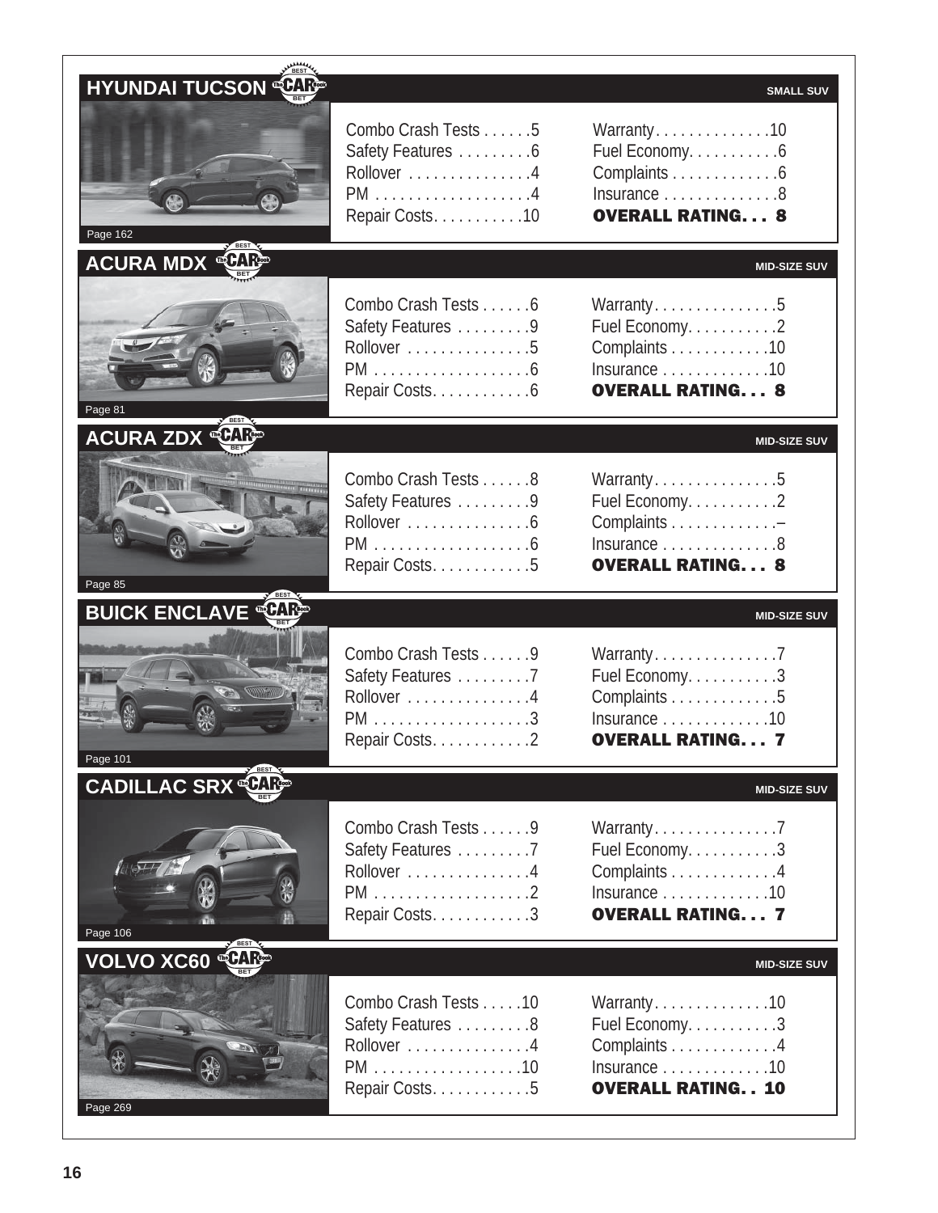## HYUNDAI TUCSON

SMALL SUV

Page 162

| | | | |
|---|---|---|---|
| Combo Crash Tests | 5 | Warranty | 10 |
| Safety Features | 6 | Fuel Economy | 6 |
| Rollover | 4 | Complaints | 6 |
| PM | 4 | Insurance | 8 |
| Repair Costs | 10 | **OVERALL RATING** | **8** |

## ACURA MDX

MID-SIZE SUV

Page 81

| | | | |
|---|---|---|---|
| Combo Crash Tests | 6 | Warranty | 5 |
| Safety Features | 9 | Fuel Economy | 2 |
| Rollover | 5 | Complaints | 10 |
| PM | 6 | Insurance | 10 |
| Repair Costs | 6 | **OVERALL RATING** | **8** |

## ACURA ZDX

MID-SIZE SUV

Page 85

| | | | |
|---|---|---|---|
| Combo Crash Tests | 8 | Warranty | 5 |
| Safety Features | 9 | Fuel Economy | 2 |
| Rollover | 6 | Complaints | – |
| PM | 6 | Insurance | 8 |
| Repair Costs | 5 | **OVERALL RATING** | **8** |

## BUICK ENCLAVE

MID-SIZE SUV

Page 101

| | | | |
|---|---|---|---|
| Combo Crash Tests | 9 | Warranty | 7 |
| Safety Features | 7 | Fuel Economy | 3 |
| Rollover | 4 | Complaints | 5 |
| PM | 3 | Insurance | 10 |
| Repair Costs | 2 | **OVERALL RATING** | **7** |

## CADILLAC SRX

MID-SIZE SUV

Page 106

| | | | |
|---|---|---|---|
| Combo Crash Tests | 9 | Warranty | 7 |
| Safety Features | 7 | Fuel Economy | 3 |
| Rollover | 4 | Complaints | 4 |
| PM | 2 | Insurance | 10 |
| Repair Costs | 3 | **OVERALL RATING** | **7** |

## VOLVO XC60

MID-SIZE SUV

Page 269

| | | | |
|---|---|---|---|
| Combo Crash Tests | 10 | Warranty | 10 |
| Safety Features | 8 | Fuel Economy | 3 |
| Rollover | 4 | Complaints | 4 |
| PM | 10 | Insurance | 10 |
| Repair Costs | 5 | **OVERALL RATING** | **10** |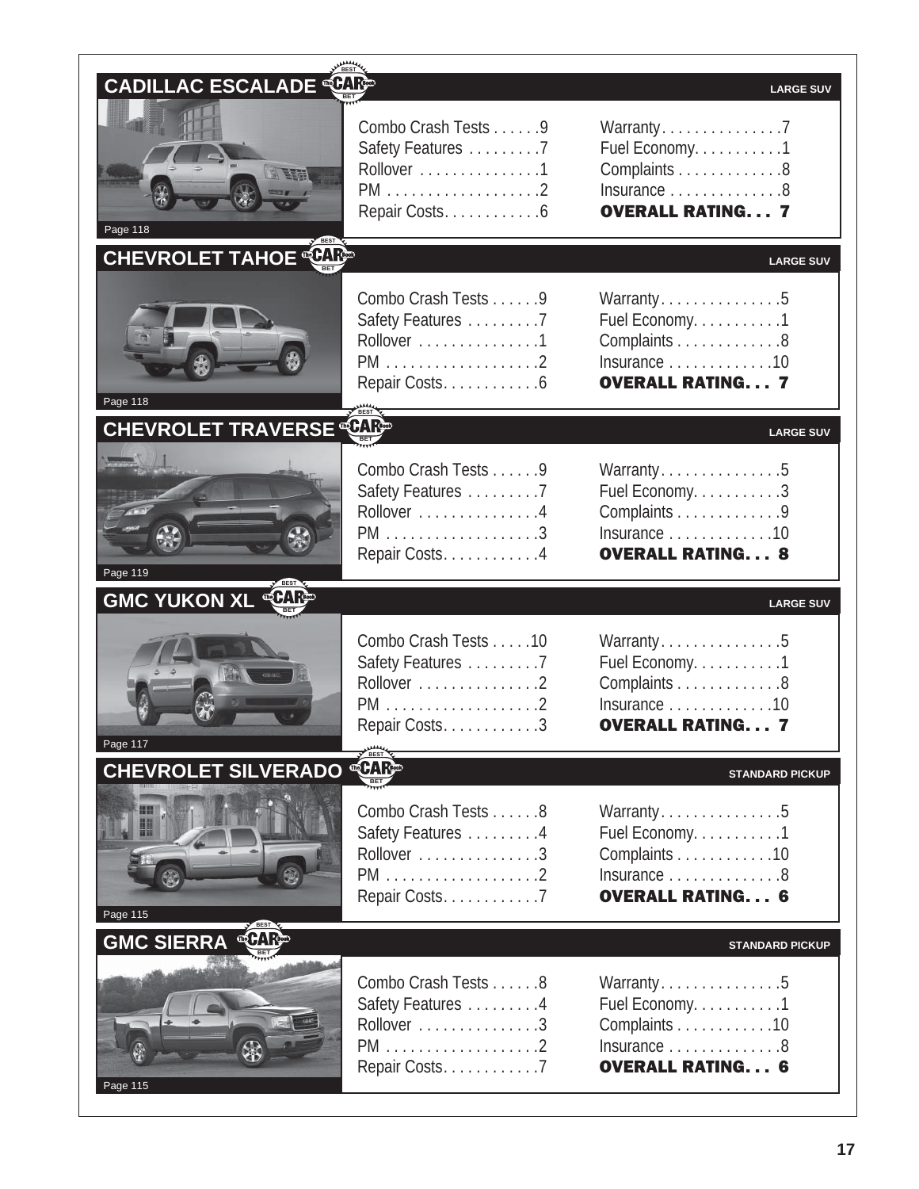## CADILLAC ESCALADE

BEST BET — LARGE SUV

Page 118

| | | | |
|---|---|---|---|
| Combo Crash Tests | 9 | Warranty | 7 |
| Safety Features | 7 | Fuel Economy | 1 |
| Rollover | 1 | Complaints | 8 |
| PM | 2 | Insurance | 8 |
| Repair Costs | 6 | **OVERALL RATING** | **7** |

## CHEVROLET TAHOE

BEST BET — LARGE SUV

Page 118

| | | | |
|---|---|---|---|
| Combo Crash Tests | 9 | Warranty | 5 |
| Safety Features | 7 | Fuel Economy | 1 |
| Rollover | 1 | Complaints | 8 |
| PM | 2 | Insurance | 10 |
| Repair Costs | 6 | **OVERALL RATING** | **7** |

## CHEVROLET TRAVERSE

BEST BET — LARGE SUV

Page 119

| | | | |
|---|---|---|---|
| Combo Crash Tests | 9 | Warranty | 5 |
| Safety Features | 7 | Fuel Economy | 3 |
| Rollover | 4 | Complaints | 9 |
| PM | 3 | Insurance | 10 |
| Repair Costs | 4 | **OVERALL RATING** | **8** |

## GMC YUKON XL

BEST BET — LARGE SUV

Page 117

| | | | |
|---|---|---|---|
| Combo Crash Tests | 10 | Warranty | 5 |
| Safety Features | 7 | Fuel Economy | 1 |
| Rollover | 2 | Complaints | 8 |
| PM | 2 | Insurance | 10 |
| Repair Costs | 3 | **OVERALL RATING** | **7** |

## CHEVROLET SILVERADO

BEST BET — STANDARD PICKUP

Page 115

| | | | |
|---|---|---|---|
| Combo Crash Tests | 8 | Warranty | 5 |
| Safety Features | 4 | Fuel Economy | 1 |
| Rollover | 3 | Complaints | 10 |
| PM | 2 | Insurance | 8 |
| Repair Costs | 7 | **OVERALL RATING** | **6** |

## GMC SIERRA

BEST BET — STANDARD PICKUP

Page 115

| | | | |
|---|---|---|---|
| Combo Crash Tests | 8 | Warranty | 5 |
| Safety Features | 4 | Fuel Economy | 1 |
| Rollover | 3 | Complaints | 10 |
| PM | 2 | Insurance | 8 |
| Repair Costs | 7 | **OVERALL RATING** | **6** |